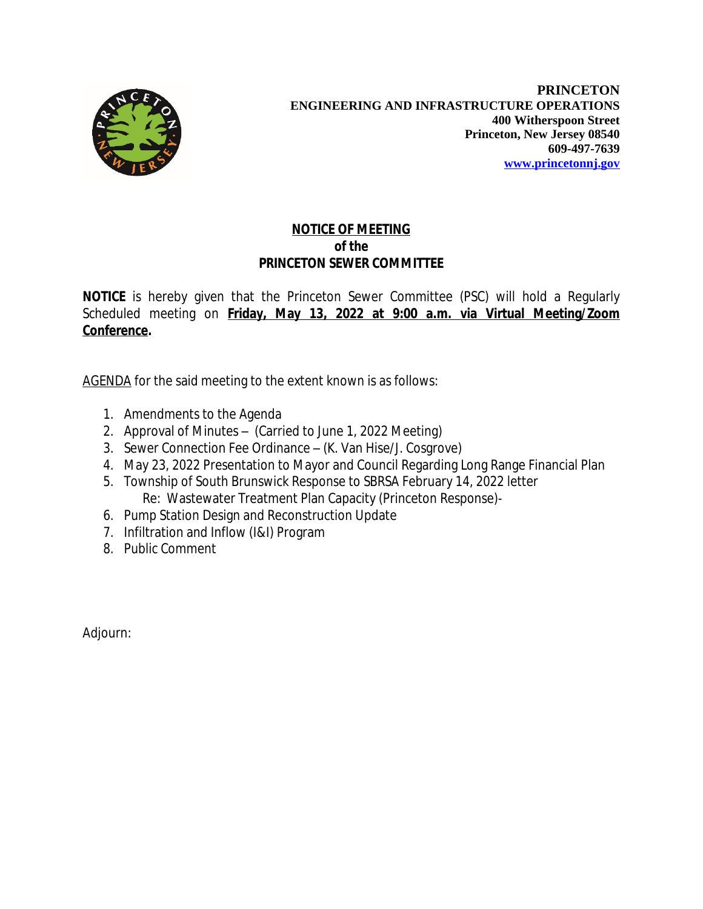**PRINCETON**
**ENGINEERING AND INFRASTRUCTURE OPERATIONS**
**400 Witherspoon Street**
**Princeton, New Jersey 08540**
**609-497-7639**
**www.princetonnj.gov**

# NOTICE OF MEETING of the PRINCETON SEWER COMMITTEE

**NOTICE** is hereby given that the Princeton Sewer Committee (PSC) will hold a Regularly Scheduled meeting on **Friday, May 13, 2022 at 9:00 a.m. via Virtual Meeting/Zoom Conference.**

AGENDA for the said meeting to the extent known is as follows:

1. Amendments to the Agenda
2. Approval of Minutes – (Carried to June 1, 2022 Meeting)
3. Sewer Connection Fee Ordinance – (K. Van Hise/J. Cosgrove)
4. May 23, 2022 Presentation to Mayor and Council Regarding Long Range Financial Plan
5. Township of South Brunswick Response to SBRSA February 14, 2022 letter
   Re: Wastewater Treatment Plan Capacity (Princeton Response)-
6. Pump Station Design and Reconstruction Update
7. Infiltration and Inflow (I&I) Program
8. Public Comment

Adjourn: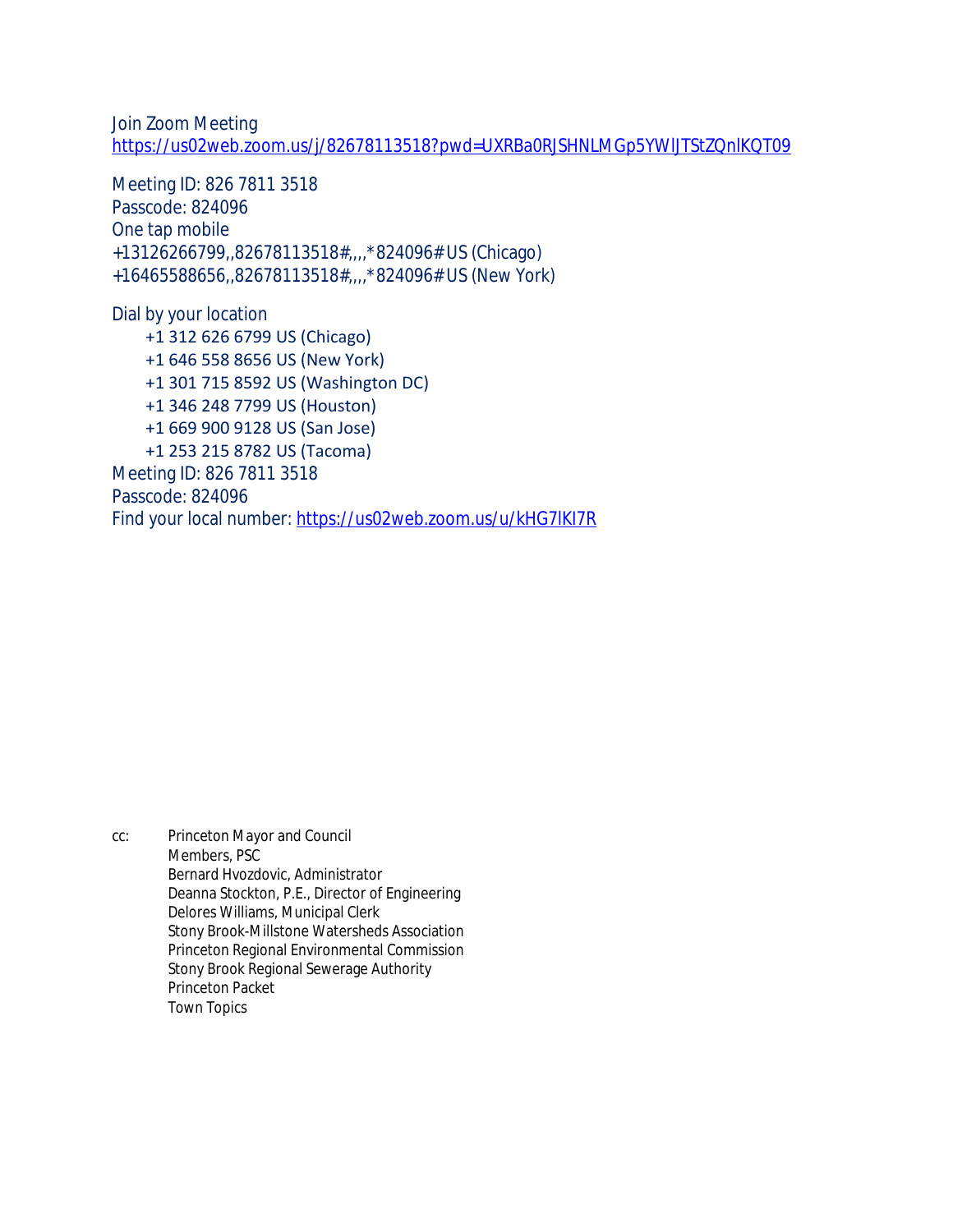Join Zoom Meeting
https://us02web.zoom.us/j/82678113518?pwd=UXRBa0RJSHNLMGp5YWlJTStZQnlKQT09

Meeting ID: 826 7811 3518
Passcode: 824096
One tap mobile
+13126266799,,82678113518#,,,,*824096# US (Chicago)
+16465588656,,82678113518#,,,,*824096# US (New York)

Dial by your location
- +1 312 626 6799 US (Chicago)
- +1 646 558 8656 US (New York)
- +1 301 715 8592 US (Washington DC)
- +1 346 248 7799 US (Houston)
- +1 669 900 9128 US (San Jose)
- +1 253 215 8782 US (Tacoma)

Meeting ID: 826 7811 3518
Passcode: 824096
Find your local number: https://us02web.zoom.us/u/kHG7lKI7R

cc: Princeton Mayor and Council
Members, PSC
Bernard Hvozdovic, Administrator
Deanna Stockton, P.E., Director of Engineering
Delores Williams, Municipal Clerk
Stony Brook-Millstone Watersheds Association
Princeton Regional Environmental Commission
Stony Brook Regional Sewerage Authority
Princeton Packet
Town Topics